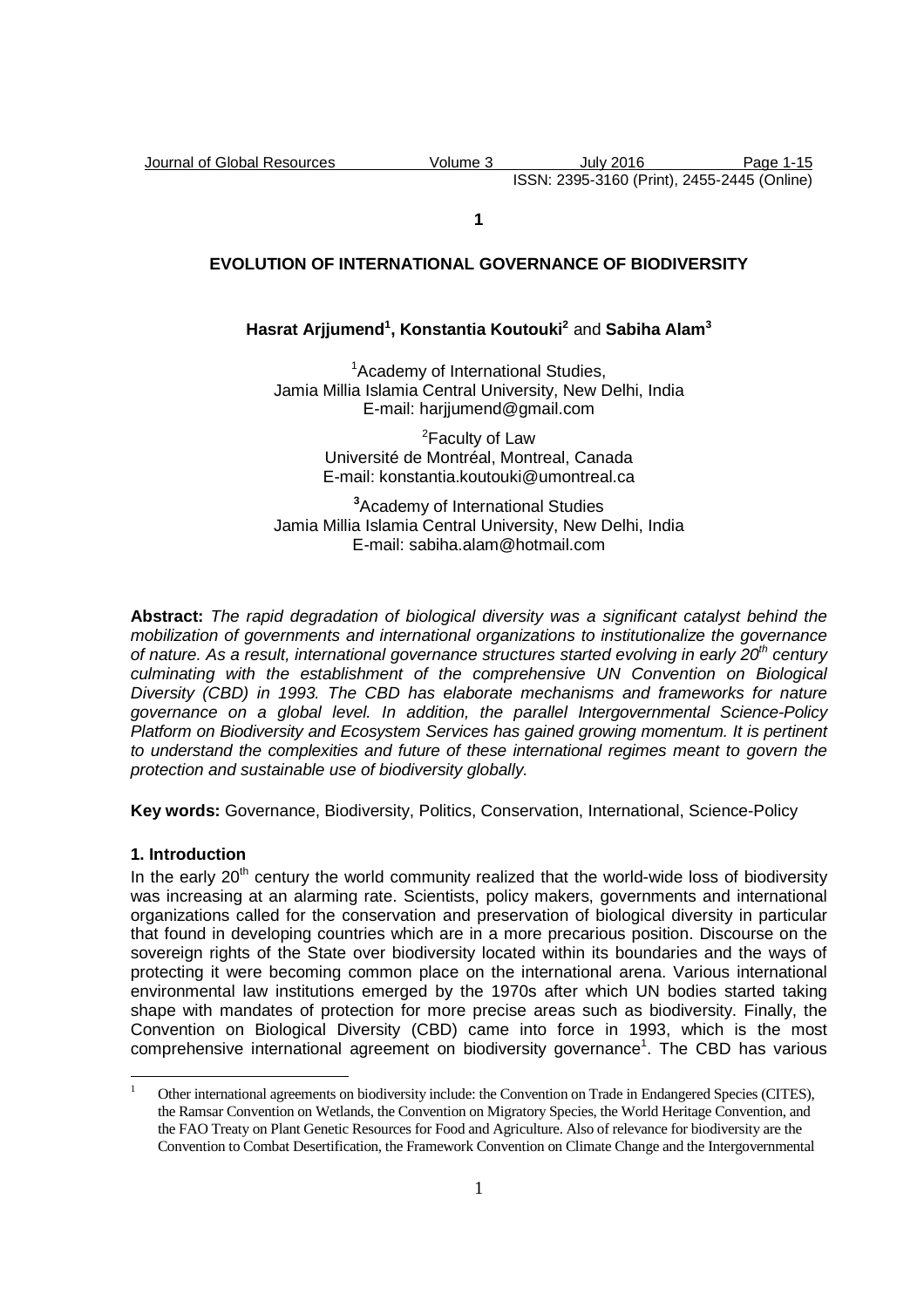**1**

# EVOLUTION OF INTERNATIONAL GOVERNANCE OF BIODIVERSITY

**Hasrat Arjjumend[1], Konstantia Koutouki[2]** and **Sabiha Alam[3]**

[1]Academy of International Studies,
Jamia Millia Islamia Central University, New Delhi, India
E-mail: harjjumend@gmail.com

[2]Faculty of Law
Université de Montréal, Montreal, Canada
E-mail: konstantia.koutouki@umontreal.ca

[3]Academy of International Studies
Jamia Millia Islamia Central University, New Delhi, India
E-mail: sabiha.alam@hotmail.com

**Abstract:** *The rapid degradation of biological diversity was a significant catalyst behind the mobilization of governments and international organizations to institutionalize the governance of nature. As a result, international governance structures started evolving in early 20th century culminating with the establishment of the comprehensive UN Convention on Biological Diversity (CBD) in 1993. The CBD has elaborate mechanisms and frameworks for nature governance on a global level. In addition, the parallel Intergovernmental Science-Policy Platform on Biodiversity and Ecosystem Services has gained growing momentum. It is pertinent to understand the complexities and future of these international regimes meant to govern the protection and sustainable use of biodiversity globally.*

**Key words:** Governance, Biodiversity, Politics, Conservation, International, Science-Policy

## 1. Introduction

In the early 20th century the world community realized that the world-wide loss of biodiversity was increasing at an alarming rate. Scientists, policy makers, governments and international organizations called for the conservation and preservation of biological diversity in particular that found in developing countries which are in a more precarious position. Discourse on the sovereign rights of the State over biodiversity located within its boundaries and the ways of protecting it were becoming common place on the international arena. Various international environmental law institutions emerged by the 1970s after which UN bodies started taking shape with mandates of protection for more precise areas such as biodiversity. Finally, the Convention on Biological Diversity (CBD) came into force in 1993, which is the most comprehensive international agreement on biodiversity governance[1]. The CBD has various

[1] Other international agreements on biodiversity include: the Convention on Trade in Endangered Species (CITES), the Ramsar Convention on Wetlands, the Convention on Migratory Species, the World Heritage Convention, and the FAO Treaty on Plant Genetic Resources for Food and Agriculture. Also of relevance for biodiversity are the Convention to Combat Desertification, the Framework Convention on Climate Change and the Intergovernmental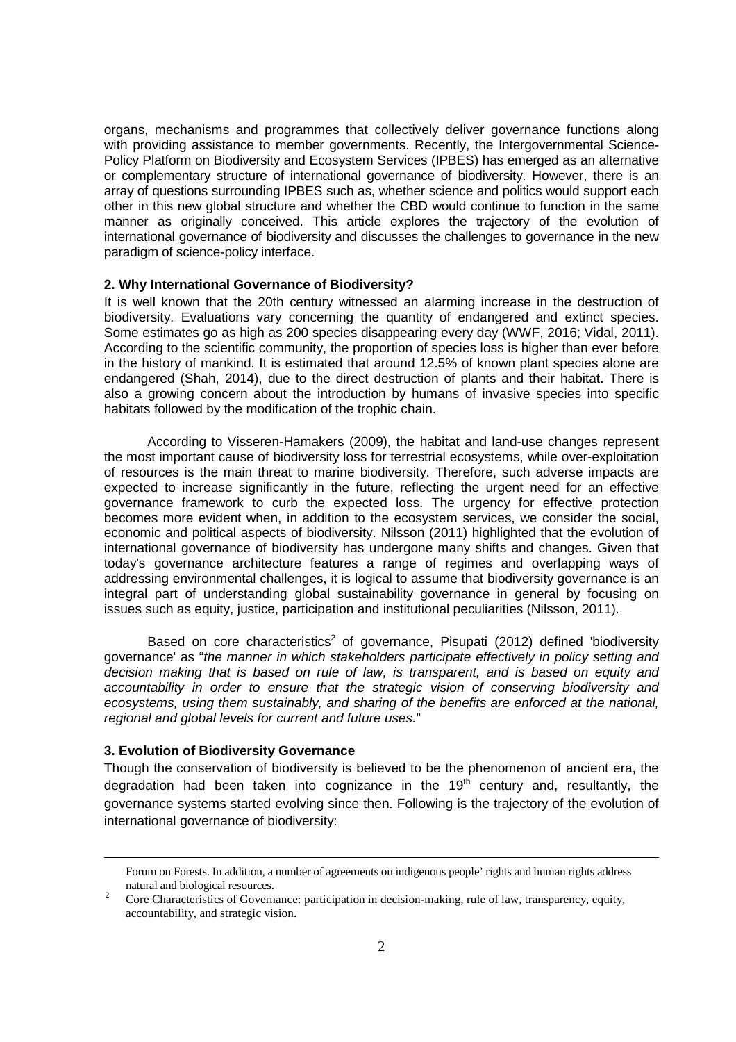organs, mechanisms and programmes that collectively deliver governance functions along with providing assistance to member governments. Recently, the Intergovernmental Science-Policy Platform on Biodiversity and Ecosystem Services (IPBES) has emerged as an alternative or complementary structure of international governance of biodiversity. However, there is an array of questions surrounding IPBES such as, whether science and politics would support each other in this new global structure and whether the CBD would continue to function in the same manner as originally conceived. This article explores the trajectory of the evolution of international governance of biodiversity and discusses the challenges to governance in the new paradigm of science-policy interface.

## 2. Why International Governance of Biodiversity?

It is well known that the 20th century witnessed an alarming increase in the destruction of biodiversity. Evaluations vary concerning the quantity of endangered and extinct species. Some estimates go as high as 200 species disappearing every day (WWF, 2016; Vidal, 2011). According to the scientific community, the proportion of species loss is higher than ever before in the history of mankind. It is estimated that around 12.5% of known plant species alone are endangered (Shah, 2014), due to the direct destruction of plants and their habitat. There is also a growing concern about the introduction by humans of invasive species into specific habitats followed by the modification of the trophic chain.

According to Visseren-Hamakers (2009), the habitat and land-use changes represent the most important cause of biodiversity loss for terrestrial ecosystems, while over-exploitation of resources is the main threat to marine biodiversity. Therefore, such adverse impacts are expected to increase significantly in the future, reflecting the urgent need for an effective governance framework to curb the expected loss. The urgency for effective protection becomes more evident when, in addition to the ecosystem services, we consider the social, economic and political aspects of biodiversity. Nilsson (2011) highlighted that the evolution of international governance of biodiversity has undergone many shifts and changes. Given that today's governance architecture features a range of regimes and overlapping ways of addressing environmental challenges, it is logical to assume that biodiversity governance is an integral part of understanding global sustainability governance in general by focusing on issues such as equity, justice, participation and institutional peculiarities (Nilsson, 2011).

Based on core characteristics[2] of governance, Pisupati (2012) defined 'biodiversity governance' as "*the manner in which stakeholders participate effectively in policy setting and decision making that is based on rule of law, is transparent, and is based on equity and accountability in order to ensure that the strategic vision of conserving biodiversity and ecosystems, using them sustainably, and sharing of the benefits are enforced at the national, regional and global levels for current and future uses.*"

## 3. Evolution of Biodiversity Governance

Though the conservation of biodiversity is believed to be the phenomenon of ancient era, the degradation had been taken into cognizance in the 19th century and, resultantly, the governance systems started evolving since then. Following is the trajectory of the evolution of international governance of biodiversity:

---

Forum on Forests. In addition, a number of agreements on indigenous people' rights and human rights address natural and biological resources.

[2] Core Characteristics of Governance: participation in decision-making, rule of law, transparency, equity, accountability, and strategic vision.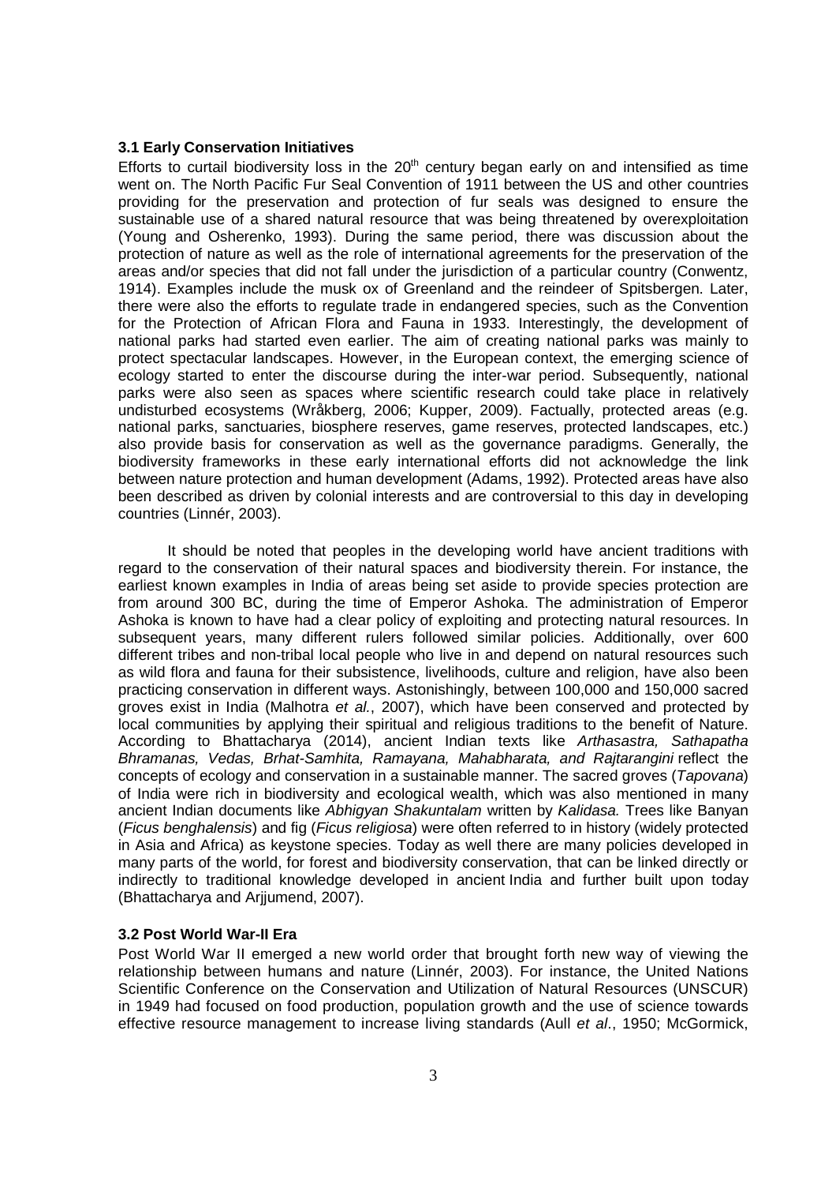### 3.1 Early Conservation Initiatives

Efforts to curtail biodiversity loss in the 20th century began early on and intensified as time went on. The North Pacific Fur Seal Convention of 1911 between the US and other countries providing for the preservation and protection of fur seals was designed to ensure the sustainable use of a shared natural resource that was being threatened by overexploitation (Young and Osherenko, 1993). During the same period, there was discussion about the protection of nature as well as the role of international agreements for the preservation of the areas and/or species that did not fall under the jurisdiction of a particular country (Conwentz, 1914). Examples include the musk ox of Greenland and the reindeer of Spitsbergen. Later, there were also the efforts to regulate trade in endangered species, such as the Convention for the Protection of African Flora and Fauna in 1933. Interestingly, the development of national parks had started even earlier. The aim of creating national parks was mainly to protect spectacular landscapes. However, in the European context, the emerging science of ecology started to enter the discourse during the inter-war period. Subsequently, national parks were also seen as spaces where scientific research could take place in relatively undisturbed ecosystems (Wråkberg, 2006; Kupper, 2009). Factually, protected areas (e.g. national parks, sanctuaries, biosphere reserves, game reserves, protected landscapes, etc.) also provide basis for conservation as well as the governance paradigms. Generally, the biodiversity frameworks in these early international efforts did not acknowledge the link between nature protection and human development (Adams, 1992). Protected areas have also been described as driven by colonial interests and are controversial to this day in developing countries (Linnér, 2003).

It should be noted that peoples in the developing world have ancient traditions with regard to the conservation of their natural spaces and biodiversity therein. For instance, the earliest known examples in India of areas being set aside to provide species protection are from around 300 BC, during the time of Emperor Ashoka. The administration of Emperor Ashoka is known to have had a clear policy of exploiting and protecting natural resources. In subsequent years, many different rulers followed similar policies. Additionally, over 600 different tribes and non-tribal local people who live in and depend on natural resources such as wild flora and fauna for their subsistence, livelihoods, culture and religion, have also been practicing conservation in different ways. Astonishingly, between 100,000 and 150,000 sacred groves exist in India (Malhotra *et al.*, 2007), which have been conserved and protected by local communities by applying their spiritual and religious traditions to the benefit of Nature. According to Bhattacharya (2014), ancient Indian texts like *Arthasastra, Sathapatha Bhramanas, Vedas, Brhat-Samhita, Ramayana, Mahabharata, and Rajtarangini* reflect the concepts of ecology and conservation in a sustainable manner. The sacred groves (*Tapovana*) of India were rich in biodiversity and ecological wealth, which was also mentioned in many ancient Indian documents like *Abhigyan Shakuntalam* written by *Kalidasa.* Trees like Banyan (*Ficus benghalensis*) and fig (*Ficus religiosa*) were often referred to in history (widely protected in Asia and Africa) as keystone species. Today as well there are many policies developed in many parts of the world, for forest and biodiversity conservation, that can be linked directly or indirectly to traditional knowledge developed in ancient India and further built upon today (Bhattacharya and Arjjumend, 2007).

### 3.2 Post World War-II Era

Post World War II emerged a new world order that brought forth new way of viewing the relationship between humans and nature (Linnér, 2003). For instance, the United Nations Scientific Conference on the Conservation and Utilization of Natural Resources (UNSCUR) in 1949 had focused on food production, population growth and the use of science towards effective resource management to increase living standards (Aull *et al*., 1950; McGormick,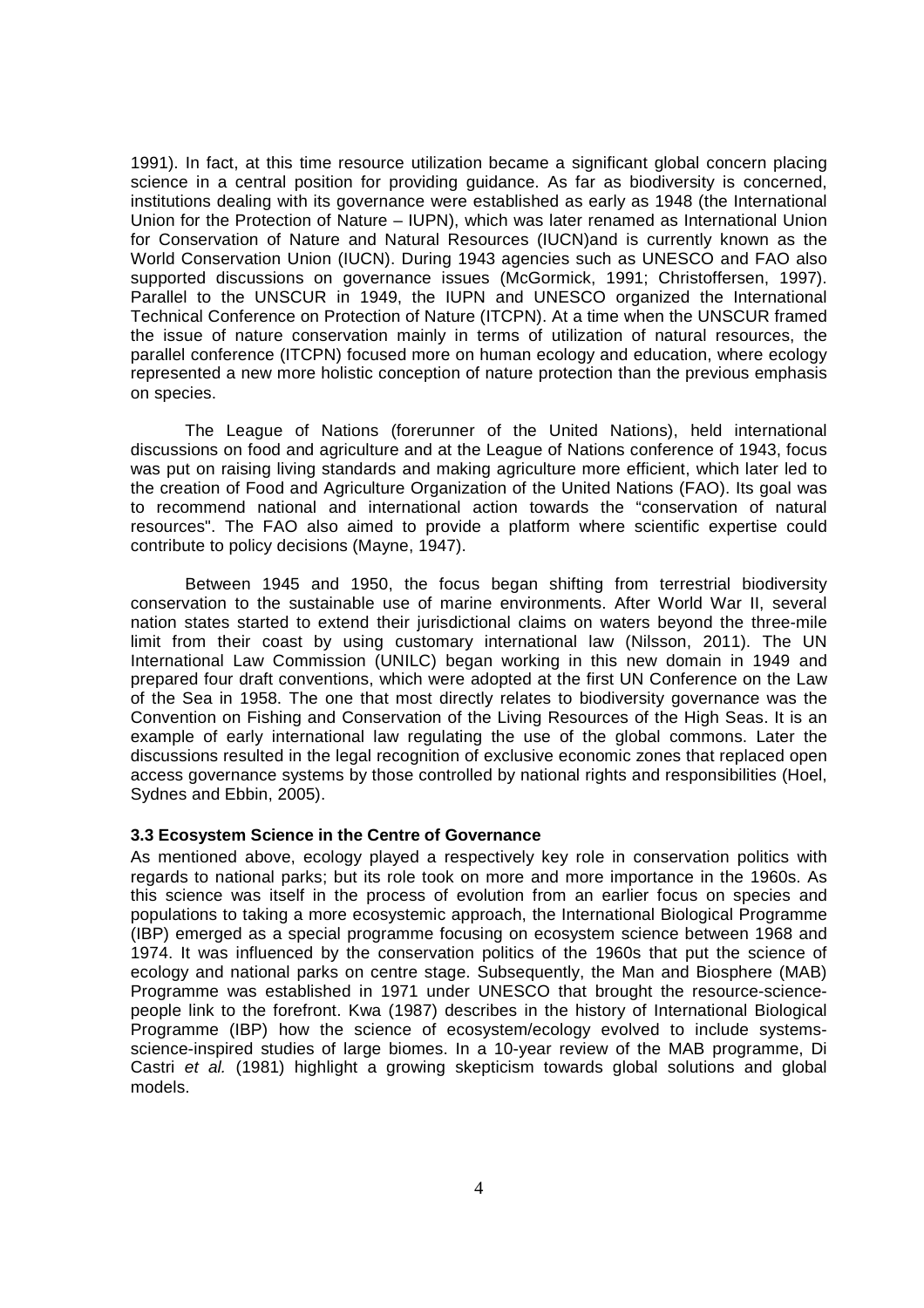1991). In fact, at this time resource utilization became a significant global concern placing science in a central position for providing guidance. As far as biodiversity is concerned, institutions dealing with its governance were established as early as 1948 (the International Union for the Protection of Nature – IUPN), which was later renamed as International Union for Conservation of Nature and Natural Resources (IUCN)and is currently known as the World Conservation Union (IUCN). During 1943 agencies such as UNESCO and FAO also supported discussions on governance issues (McGormick, 1991; Christoffersen, 1997). Parallel to the UNSCUR in 1949, the IUPN and UNESCO organized the International Technical Conference on Protection of Nature (ITCPN). At a time when the UNSCUR framed the issue of nature conservation mainly in terms of utilization of natural resources, the parallel conference (ITCPN) focused more on human ecology and education, where ecology represented a new more holistic conception of nature protection than the previous emphasis on species.

The League of Nations (forerunner of the United Nations), held international discussions on food and agriculture and at the League of Nations conference of 1943, focus was put on raising living standards and making agriculture more efficient, which later led to the creation of Food and Agriculture Organization of the United Nations (FAO). Its goal was to recommend national and international action towards the "conservation of natural resources". The FAO also aimed to provide a platform where scientific expertise could contribute to policy decisions (Mayne, 1947).

Between 1945 and 1950, the focus began shifting from terrestrial biodiversity conservation to the sustainable use of marine environments. After World War II, several nation states started to extend their jurisdictional claims on waters beyond the three-mile limit from their coast by using customary international law (Nilsson, 2011). The UN International Law Commission (UNILC) began working in this new domain in 1949 and prepared four draft conventions, which were adopted at the first UN Conference on the Law of the Sea in 1958. The one that most directly relates to biodiversity governance was the Convention on Fishing and Conservation of the Living Resources of the High Seas. It is an example of early international law regulating the use of the global commons. Later the discussions resulted in the legal recognition of exclusive economic zones that replaced open access governance systems by those controlled by national rights and responsibilities (Hoel, Sydnes and Ebbin, 2005).

### 3.3 Ecosystem Science in the Centre of Governance

As mentioned above, ecology played a respectively key role in conservation politics with regards to national parks; but its role took on more and more importance in the 1960s. As this science was itself in the process of evolution from an earlier focus on species and populations to taking a more ecosystemic approach, the International Biological Programme (IBP) emerged as a special programme focusing on ecosystem science between 1968 and 1974. It was influenced by the conservation politics of the 1960s that put the science of ecology and national parks on centre stage. Subsequently, the Man and Biosphere (MAB) Programme was established in 1971 under UNESCO that brought the resource-science-people link to the forefront. Kwa (1987) describes in the history of International Biological Programme (IBP) how the science of ecosystem/ecology evolved to include systems-science-inspired studies of large biomes. In a 10-year review of the MAB programme, Di Castri *et al.* (1981) highlight a growing skepticism towards global solutions and global models.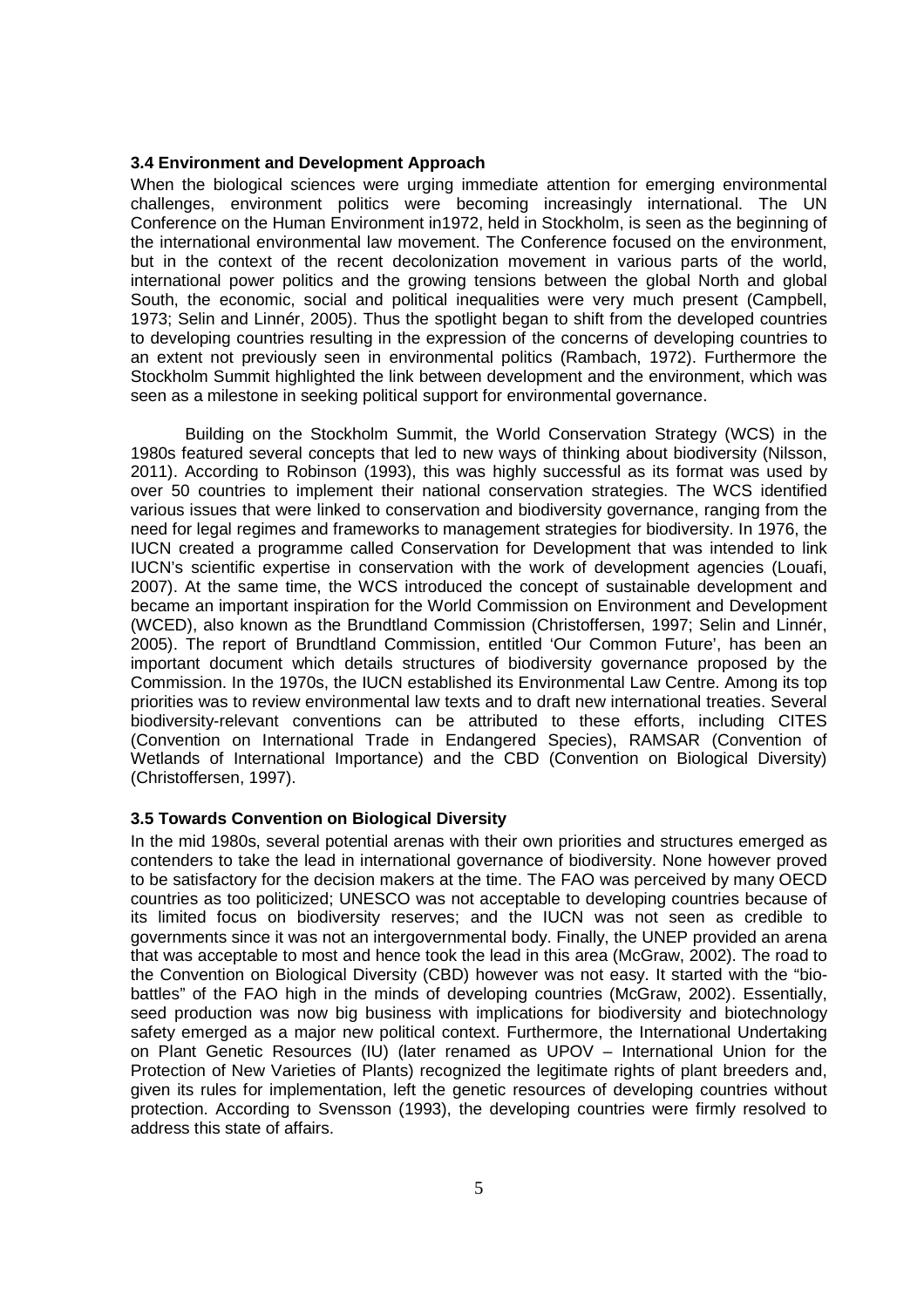### 3.4 Environment and Development Approach

When the biological sciences were urging immediate attention for emerging environmental challenges, environment politics were becoming increasingly international. The UN Conference on the Human Environment in1972, held in Stockholm, is seen as the beginning of the international environmental law movement. The Conference focused on the environment, but in the context of the recent decolonization movement in various parts of the world, international power politics and the growing tensions between the global North and global South, the economic, social and political inequalities were very much present (Campbell, 1973; Selin and Linnér, 2005). Thus the spotlight began to shift from the developed countries to developing countries resulting in the expression of the concerns of developing countries to an extent not previously seen in environmental politics (Rambach, 1972). Furthermore the Stockholm Summit highlighted the link between development and the environment, which was seen as a milestone in seeking political support for environmental governance.

Building on the Stockholm Summit, the World Conservation Strategy (WCS) in the 1980s featured several concepts that led to new ways of thinking about biodiversity (Nilsson, 2011). According to Robinson (1993), this was highly successful as its format was used by over 50 countries to implement their national conservation strategies. The WCS identified various issues that were linked to conservation and biodiversity governance, ranging from the need for legal regimes and frameworks to management strategies for biodiversity. In 1976, the IUCN created a programme called Conservation for Development that was intended to link IUCN's scientific expertise in conservation with the work of development agencies (Louafi, 2007). At the same time, the WCS introduced the concept of sustainable development and became an important inspiration for the World Commission on Environment and Development (WCED), also known as the Brundtland Commission (Christoffersen, 1997; Selin and Linnér, 2005). The report of Brundtland Commission, entitled 'Our Common Future', has been an important document which details structures of biodiversity governance proposed by the Commission. In the 1970s, the IUCN established its Environmental Law Centre. Among its top priorities was to review environmental law texts and to draft new international treaties. Several biodiversity-relevant conventions can be attributed to these efforts, including CITES (Convention on International Trade in Endangered Species), RAMSAR (Convention of Wetlands of International Importance) and the CBD (Convention on Biological Diversity) (Christoffersen, 1997).

### 3.5 Towards Convention on Biological Diversity

In the mid 1980s, several potential arenas with their own priorities and structures emerged as contenders to take the lead in international governance of biodiversity. None however proved to be satisfactory for the decision makers at the time. The FAO was perceived by many OECD countries as too politicized; UNESCO was not acceptable to developing countries because of its limited focus on biodiversity reserves; and the IUCN was not seen as credible to governments since it was not an intergovernmental body. Finally, the UNEP provided an arena that was acceptable to most and hence took the lead in this area (McGraw, 2002). The road to the Convention on Biological Diversity (CBD) however was not easy. It started with the "bio-battles" of the FAO high in the minds of developing countries (McGraw, 2002). Essentially, seed production was now big business with implications for biodiversity and biotechnology safety emerged as a major new political context. Furthermore, the International Undertaking on Plant Genetic Resources (IU) (later renamed as UPOV – International Union for the Protection of New Varieties of Plants) recognized the legitimate rights of plant breeders and, given its rules for implementation, left the genetic resources of developing countries without protection. According to Svensson (1993), the developing countries were firmly resolved to address this state of affairs.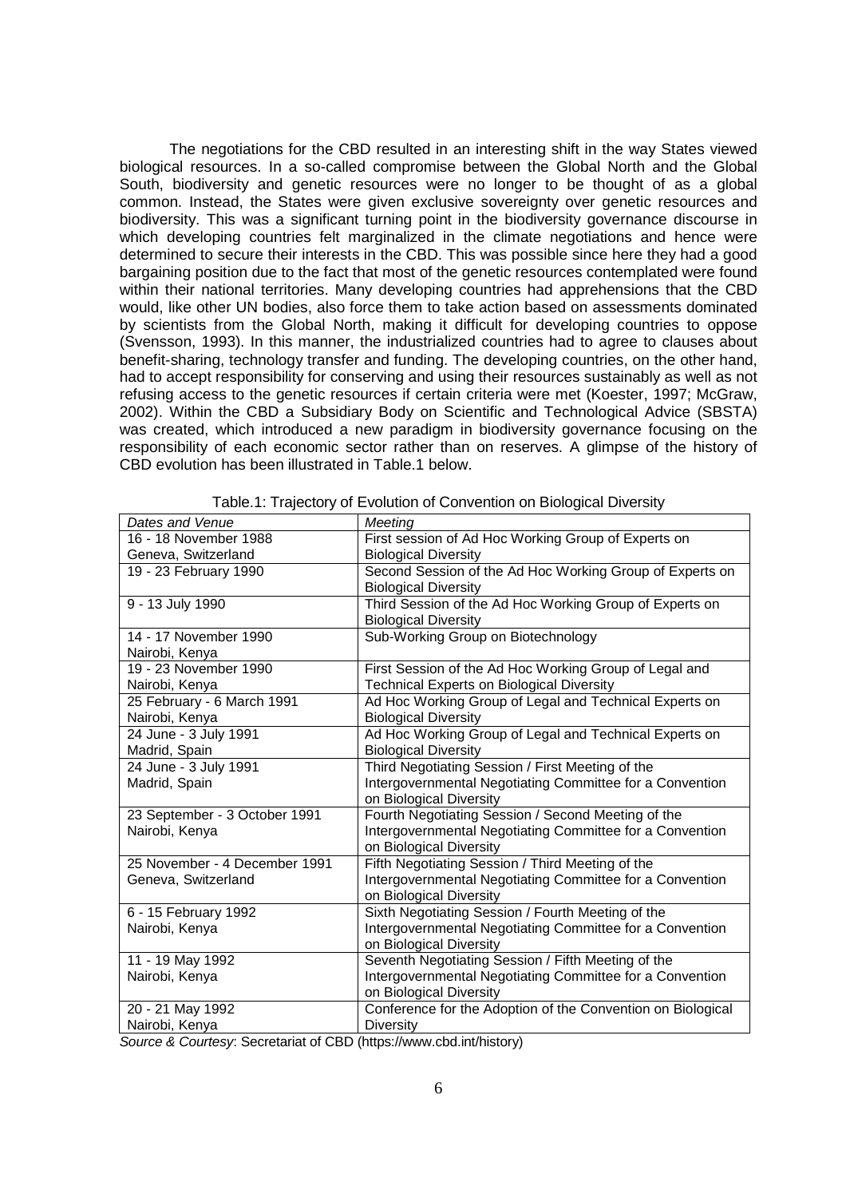The negotiations for the CBD resulted in an interesting shift in the way States viewed biological resources. In a so-called compromise between the Global North and the Global South, biodiversity and genetic resources were no longer to be thought of as a global common. Instead, the States were given exclusive sovereignty over genetic resources and biodiversity. This was a significant turning point in the biodiversity governance discourse in which developing countries felt marginalized in the climate negotiations and hence were determined to secure their interests in the CBD. This was possible since here they had a good bargaining position due to the fact that most of the genetic resources contemplated were found within their national territories. Many developing countries had apprehensions that the CBD would, like other UN bodies, also force them to take action based on assessments dominated by scientists from the Global North, making it difficult for developing countries to oppose (Svensson, 1993). In this manner, the industrialized countries had to agree to clauses about benefit-sharing, technology transfer and funding. The developing countries, on the other hand, had to accept responsibility for conserving and using their resources sustainably as well as not refusing access to the genetic resources if certain criteria were met (Koester, 1997; McGraw, 2002). Within the CBD a Subsidiary Body on Scientific and Technological Advice (SBSTA) was created, which introduced a new paradigm in biodiversity governance focusing on the responsibility of each economic sector rather than on reserves. A glimpse of the history of CBD evolution has been illustrated in Table.1 below.

Table.1: Trajectory of Evolution of Convention on Biological Diversity

| *Dates and Venue* | *Meeting* |
|---|---|
| 16 - 18 November 1988 Geneva, Switzerland | First session of Ad Hoc Working Group of Experts on Biological Diversity |
| 19 - 23 February 1990 | Second Session of the Ad Hoc Working Group of Experts on Biological Diversity |
| 9 - 13 July 1990 | Third Session of the Ad Hoc Working Group of Experts on Biological Diversity |
| 14 - 17 November 1990 Nairobi, Kenya | Sub-Working Group on Biotechnology |
| 19 - 23 November 1990 Nairobi, Kenya | First Session of the Ad Hoc Working Group of Legal and Technical Experts on Biological Diversity |
| 25 February - 6 March 1991 Nairobi, Kenya | Ad Hoc Working Group of Legal and Technical Experts on Biological Diversity |
| 24 June - 3 July 1991 Madrid, Spain | Ad Hoc Working Group of Legal and Technical Experts on Biological Diversity |
| 24 June - 3 July 1991 Madrid, Spain | Third Negotiating Session / First Meeting of the Intergovernmental Negotiating Committee for a Convention on Biological Diversity |
| 23 September - 3 October 1991 Nairobi, Kenya | Fourth Negotiating Session / Second Meeting of the Intergovernmental Negotiating Committee for a Convention on Biological Diversity |
| 25 November - 4 December 1991 Geneva, Switzerland | Fifth Negotiating Session / Third Meeting of the Intergovernmental Negotiating Committee for a Convention on Biological Diversity |
| 6 - 15 February 1992 Nairobi, Kenya | Sixth Negotiating Session / Fourth Meeting of the Intergovernmental Negotiating Committee for a Convention on Biological Diversity |
| 11 - 19 May 1992 Nairobi, Kenya | Seventh Negotiating Session / Fifth Meeting of the Intergovernmental Negotiating Committee for a Convention on Biological Diversity |
| 20 - 21 May 1992 Nairobi, Kenya | Conference for the Adoption of the Convention on Biological Diversity |

*Source & Courtesy*: Secretariat of CBD (https://www.cbd.int/history)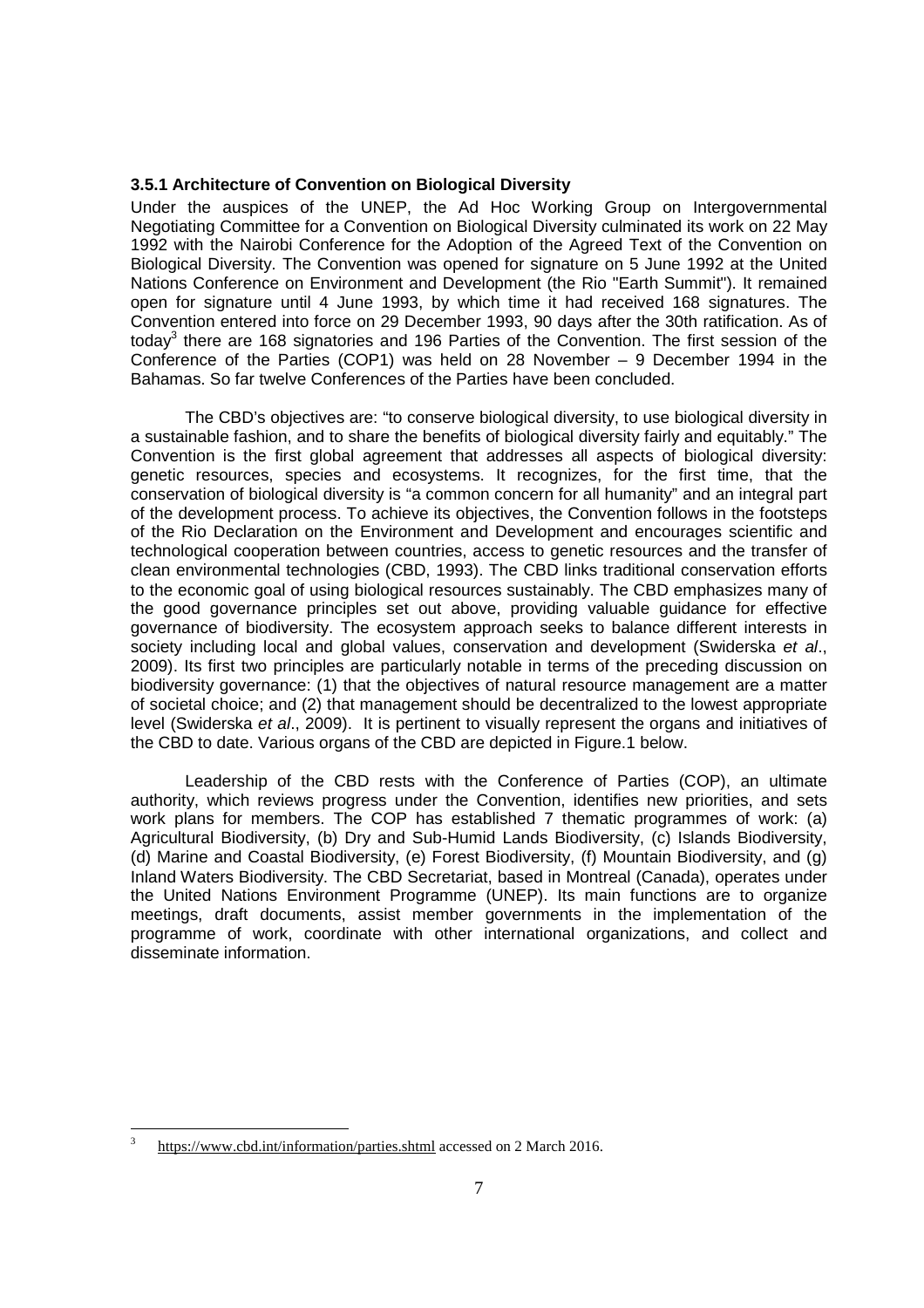### 3.5.1 Architecture of Convention on Biological Diversity

Under the auspices of the UNEP, the Ad Hoc Working Group on Intergovernmental Negotiating Committee for a Convention on Biological Diversity culminated its work on 22 May 1992 with the Nairobi Conference for the Adoption of the Agreed Text of the Convention on Biological Diversity. The Convention was opened for signature on 5 June 1992 at the United Nations Conference on Environment and Development (the Rio "Earth Summit"). It remained open for signature until 4 June 1993, by which time it had received 168 signatures. The Convention entered into force on 29 December 1993, 90 days after the 30th ratification. As of today[3] there are 168 signatories and 196 Parties of the Convention. The first session of the Conference of the Parties (COP1) was held on 28 November – 9 December 1994 in the Bahamas. So far twelve Conferences of the Parties have been concluded.

The CBD's objectives are: "to conserve biological diversity, to use biological diversity in a sustainable fashion, and to share the benefits of biological diversity fairly and equitably." The Convention is the first global agreement that addresses all aspects of biological diversity: genetic resources, species and ecosystems. It recognizes, for the first time, that the conservation of biological diversity is "a common concern for all humanity" and an integral part of the development process. To achieve its objectives, the Convention follows in the footsteps of the Rio Declaration on the Environment and Development and encourages scientific and technological cooperation between countries, access to genetic resources and the transfer of clean environmental technologies (CBD, 1993). The CBD links traditional conservation efforts to the economic goal of using biological resources sustainably. The CBD emphasizes many of the good governance principles set out above, providing valuable guidance for effective governance of biodiversity. The ecosystem approach seeks to balance different interests in society including local and global values, conservation and development (Swiderska *et al*., 2009). Its first two principles are particularly notable in terms of the preceding discussion on biodiversity governance: (1) that the objectives of natural resource management are a matter of societal choice; and (2) that management should be decentralized to the lowest appropriate level (Swiderska *et al*., 2009). It is pertinent to visually represent the organs and initiatives of the CBD to date. Various organs of the CBD are depicted in Figure.1 below.

Leadership of the CBD rests with the Conference of Parties (COP), an ultimate authority, which reviews progress under the Convention, identifies new priorities, and sets work plans for members. The COP has established 7 thematic programmes of work: (a) Agricultural Biodiversity, (b) Dry and Sub-Humid Lands Biodiversity, (c) Islands Biodiversity, (d) Marine and Coastal Biodiversity, (e) Forest Biodiversity, (f) Mountain Biodiversity, and (g) Inland Waters Biodiversity. The CBD Secretariat, based in Montreal (Canada), operates under the United Nations Environment Programme (UNEP). Its main functions are to organize meetings, draft documents, assist member governments in the implementation of the programme of work, coordinate with other international organizations, and collect and disseminate information.

---

[3] https://www.cbd.int/information/parties.shtml accessed on 2 March 2016.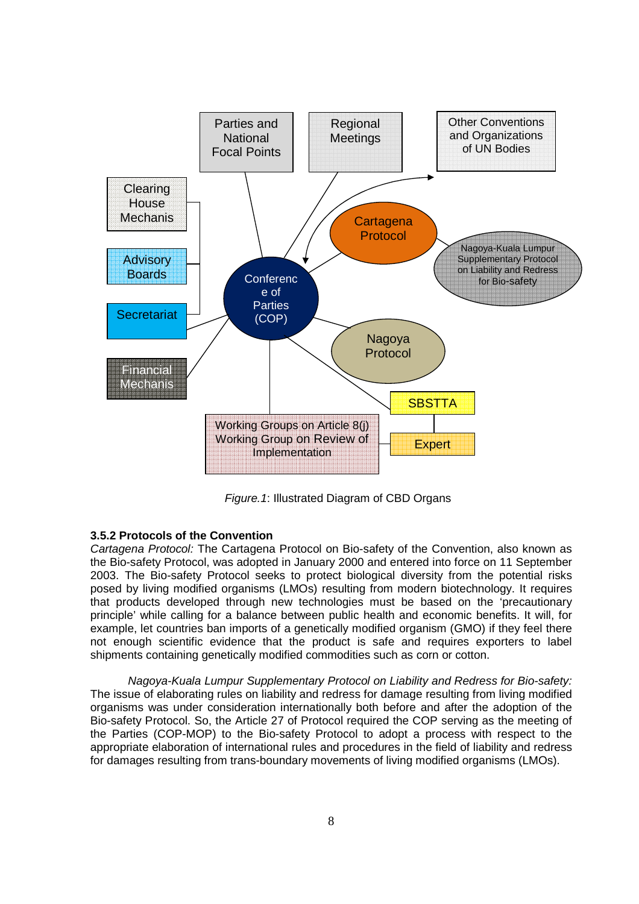Parties and National Focal Points

Regional Meetings

Other Conventions and Organizations of UN Bodies

Clearing House Mechanis

Advisory Boards

Secretariat

Financial Mechanis

Conference of Parties (COP)

Cartagena Protocol

Nagoya-Kuala Lumpur Supplementary Protocol on Liability and Redress for Bio-safety

Nagoya Protocol

SBSTTA

Expert

Working Groups on Article 8(j) Working Group on Review of Implementation

*Figure.1*: Illustrated Diagram of CBD Organs

**3.5.2 Protocols of the Convention**

*Cartagena Protocol:* The Cartagena Protocol on Bio-safety of the Convention, also known as the Bio-safety Protocol, was adopted in January 2000 and entered into force on 11 September 2003. The Bio-safety Protocol seeks to protect biological diversity from the potential risks posed by living modified organisms (LMOs) resulting from modern biotechnology. It requires that products developed through new technologies must be based on the 'precautionary principle' while calling for a balance between public health and economic benefits. It will, for example, let countries ban imports of a genetically modified organism (GMO) if they feel there not enough scientific evidence that the product is safe and requires exporters to label shipments containing genetically modified commodities such as corn or cotton.

*Nagoya-Kuala Lumpur Supplementary Protocol on Liability and Redress for Bio-safety:* The issue of elaborating rules on liability and redress for damage resulting from living modified organisms was under consideration internationally both before and after the adoption of the Bio-safety Protocol. So, the Article 27 of Protocol required the COP serving as the meeting of the Parties (COP-MOP) to the Bio-safety Protocol to adopt a process with respect to the appropriate elaboration of international rules and procedures in the field of liability and redress for damages resulting from trans-boundary movements of living modified organisms (LMOs).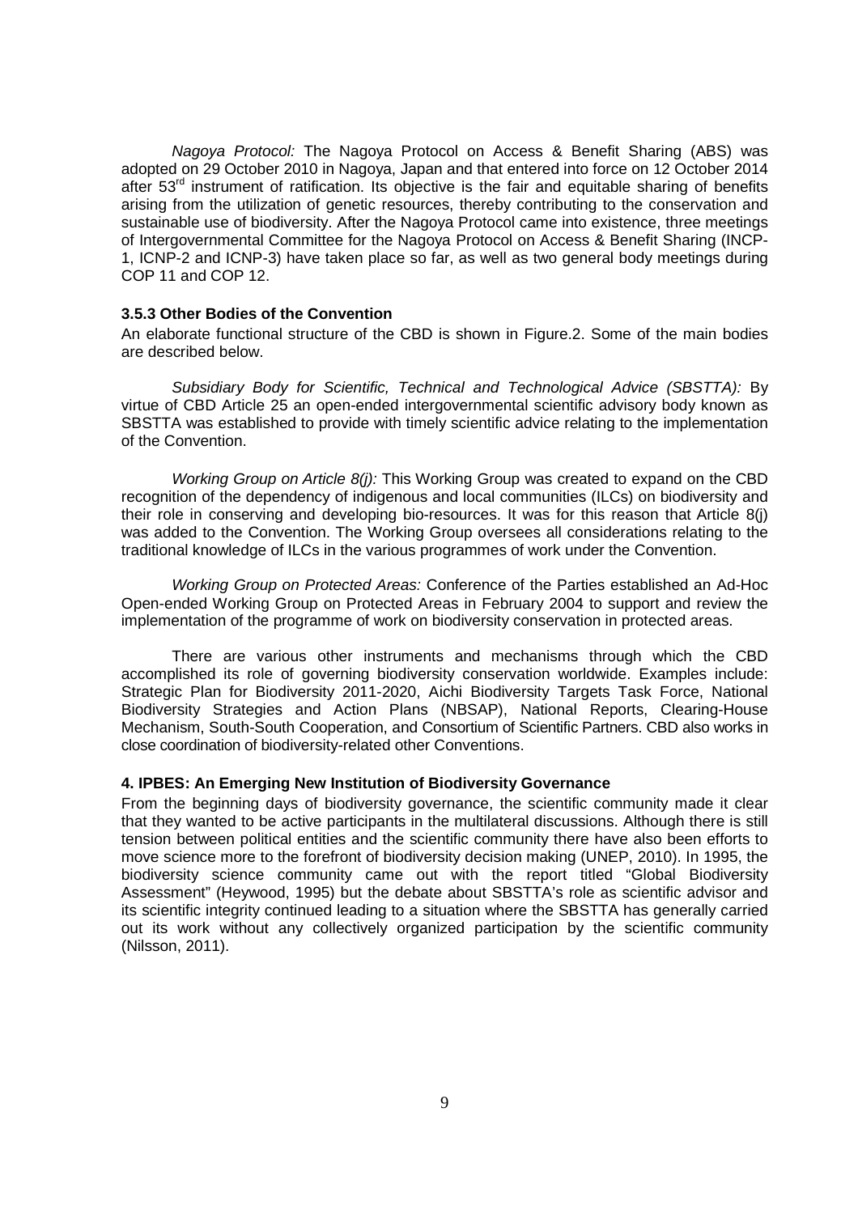*Nagoya Protocol:* The Nagoya Protocol on Access & Benefit Sharing (ABS) was adopted on 29 October 2010 in Nagoya, Japan and that entered into force on 12 October 2014 after 53rd instrument of ratification. Its objective is the fair and equitable sharing of benefits arising from the utilization of genetic resources, thereby contributing to the conservation and sustainable use of biodiversity. After the Nagoya Protocol came into existence, three meetings of Intergovernmental Committee for the Nagoya Protocol on Access & Benefit Sharing (INCP-1, ICNP-2 and ICNP-3) have taken place so far, as well as two general body meetings during COP 11 and COP 12.

### 3.5.3 Other Bodies of the Convention

An elaborate functional structure of the CBD is shown in Figure.2. Some of the main bodies are described below.

*Subsidiary Body for Scientific, Technical and Technological Advice (SBSTTA):* By virtue of CBD Article 25 an open-ended intergovernmental scientific advisory body known as SBSTTA was established to provide with timely scientific advice relating to the implementation of the Convention.

*Working Group on Article 8(j):* This Working Group was created to expand on the CBD recognition of the dependency of indigenous and local communities (ILCs) on biodiversity and their role in conserving and developing bio-resources. It was for this reason that Article 8(j) was added to the Convention. The Working Group oversees all considerations relating to the traditional knowledge of ILCs in the various programmes of work under the Convention.

*Working Group on Protected Areas:* Conference of the Parties established an Ad-Hoc Open-ended Working Group on Protected Areas in February 2004 to support and review the implementation of the programme of work on biodiversity conservation in protected areas.

There are various other instruments and mechanisms through which the CBD accomplished its role of governing biodiversity conservation worldwide. Examples include: Strategic Plan for Biodiversity 2011-2020, Aichi Biodiversity Targets Task Force, National Biodiversity Strategies and Action Plans (NBSAP), National Reports, Clearing-House Mechanism, South-South Cooperation, and Consortium of Scientific Partners. CBD also works in close coordination of biodiversity-related other Conventions.

## 4. IPBES: An Emerging New Institution of Biodiversity Governance

From the beginning days of biodiversity governance, the scientific community made it clear that they wanted to be active participants in the multilateral discussions. Although there is still tension between political entities and the scientific community there have also been efforts to move science more to the forefront of biodiversity decision making (UNEP, 2010). In 1995, the biodiversity science community came out with the report titled "Global Biodiversity Assessment" (Heywood, 1995) but the debate about SBSTTA's role as scientific advisor and its scientific integrity continued leading to a situation where the SBSTTA has generally carried out its work without any collectively organized participation by the scientific community (Nilsson, 2011).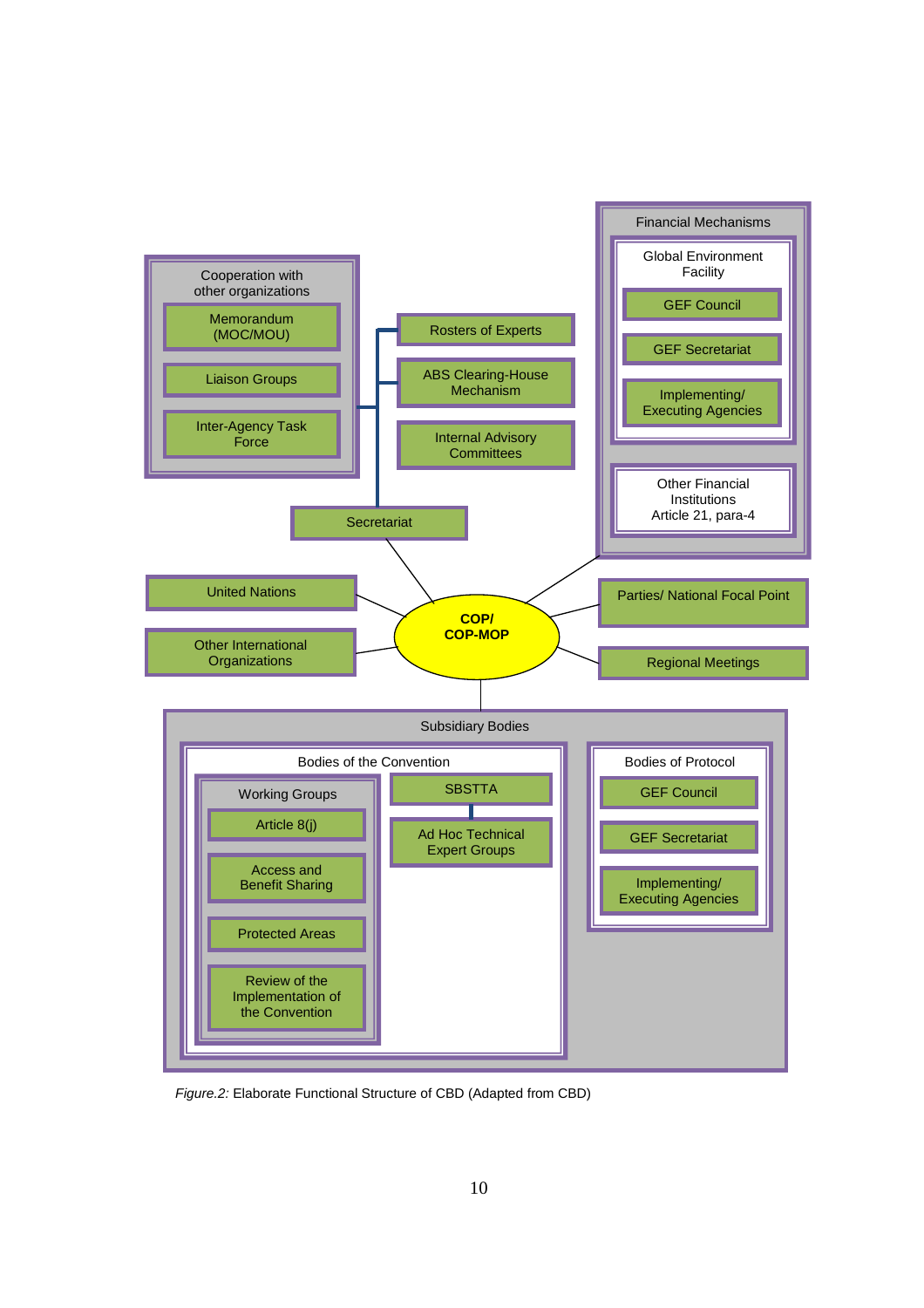Cooperation with other organizations

- Memorandum (MOC/MOU)
- Liaison Groups
- Inter-Agency Task Force

Rosters of Experts

ABS Clearing-House Mechanism

Internal Advisory Committees

Secretariat

Financial Mechanisms

- Global Environment Facility
  - GEF Council
  - GEF Secretariat
  - Implementing/ Executing Agencies
- Other Financial Institutions Article 21, para-4

United Nations

Other International Organizations

**COP/ COP-MOP**

Parties/ National Focal Point

Regional Meetings

Subsidiary Bodies

- Bodies of the Convention
  - Working Groups
    - Article 8(j)
    - Access and Benefit Sharing
    - Protected Areas
    - Review of the Implementation of the Convention
  - SBSTTA
    - Ad Hoc Technical Expert Groups
- Bodies of Protocol
  - GEF Council
  - GEF Secretariat
  - Implementing/ Executing Agencies

*Figure.2:* Elaborate Functional Structure of CBD (Adapted from CBD)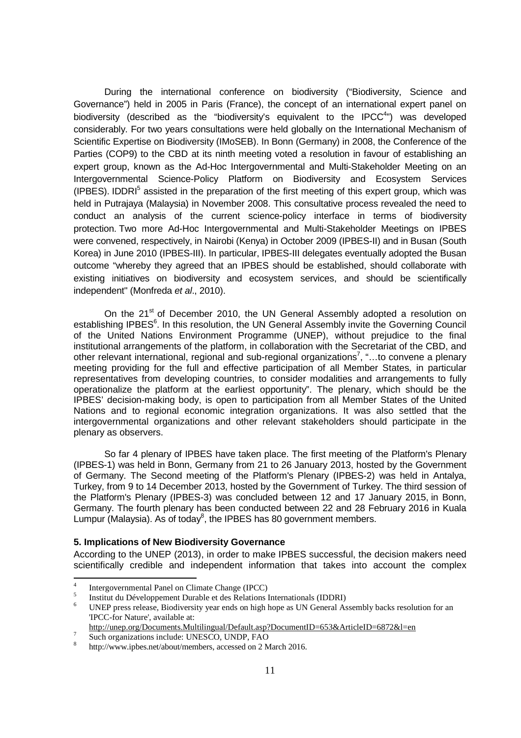During the international conference on biodiversity ("Biodiversity, Science and Governance") held in 2005 in Paris (France), the concept of an international expert panel on biodiversity (described as the "biodiversity's equivalent to the IPCC[4]") was developed considerably. For two years consultations were held globally on the International Mechanism of Scientific Expertise on Biodiversity (IMoSEB). In Bonn (Germany) in 2008, the Conference of the Parties (COP9) to the CBD at its ninth meeting voted a resolution in favour of establishing an expert group, known as the Ad-Hoc Intergovernmental and Multi-Stakeholder Meeting on an Intergovernmental Science-Policy Platform on Biodiversity and Ecosystem Services (IPBES). IDDRI[5] assisted in the preparation of the first meeting of this expert group, which was held in Putrajaya (Malaysia) in November 2008. This consultative process revealed the need to conduct an analysis of the current science-policy interface in terms of biodiversity protection. Two more Ad-Hoc Intergovernmental and Multi-Stakeholder Meetings on IPBES were convened, respectively, in Nairobi (Kenya) in October 2009 (IPBES-II) and in Busan (South Korea) in June 2010 (IPBES-III). In particular, IPBES-III delegates eventually adopted the Busan outcome "whereby they agreed that an IPBES should be established, should collaborate with existing initiatives on biodiversity and ecosystem services, and should be scientifically independent" (Monfreda *et al*., 2010).

On the 21st of December 2010, the UN General Assembly adopted a resolution on establishing IPBES[6]. In this resolution, the UN General Assembly invite the Governing Council of the United Nations Environment Programme (UNEP), without prejudice to the final institutional arrangements of the platform, in collaboration with the Secretariat of the CBD, and other relevant international, regional and sub-regional organizations[7], "…to convene a plenary meeting providing for the full and effective participation of all Member States, in particular representatives from developing countries, to consider modalities and arrangements to fully operationalize the platform at the earliest opportunity". The plenary, which should be the IPBES' decision-making body, is open to participation from all Member States of the United Nations and to regional economic integration organizations. It was also settled that the intergovernmental organizations and other relevant stakeholders should participate in the plenary as observers.

So far 4 plenary of IPBES have taken place. The first meeting of the Platform's Plenary (IPBES-1) was held in Bonn, Germany from 21 to 26 January 2013, hosted by the Government of Germany. The Second meeting of the Platform's Plenary (IPBES-2) was held in Antalya, Turkey, from 9 to 14 December 2013, hosted by the Government of Turkey. The third session of the Platform's Plenary (IPBES-3) was concluded between 12 and 17 January 2015, in Bonn, Germany. The fourth plenary has been conducted between 22 and 28 February 2016 in Kuala Lumpur (Malaysia). As of today[8], the IPBES has 80 government members.

## 5. Implications of New Biodiversity Governance

According to the UNEP (2013), in order to make IPBES successful, the decision makers need scientifically credible and independent information that takes into account the complex

---

[4] Intergovernmental Panel on Climate Change (IPCC)

[5] Institut du Développement Durable et des Relations Internationals (IDDRI)

[6] UNEP press release, Biodiversity year ends on high hope as UN General Assembly backs resolution for an 'IPCC-for Nature', available at: http://unep.org/Documents.Multilingual/Default.asp?DocumentID=653&ArticleID=6872&l=en

[7] Such organizations include: UNESCO, UNDP, FAO

[8] http://www.ipbes.net/about/members, accessed on 2 March 2016.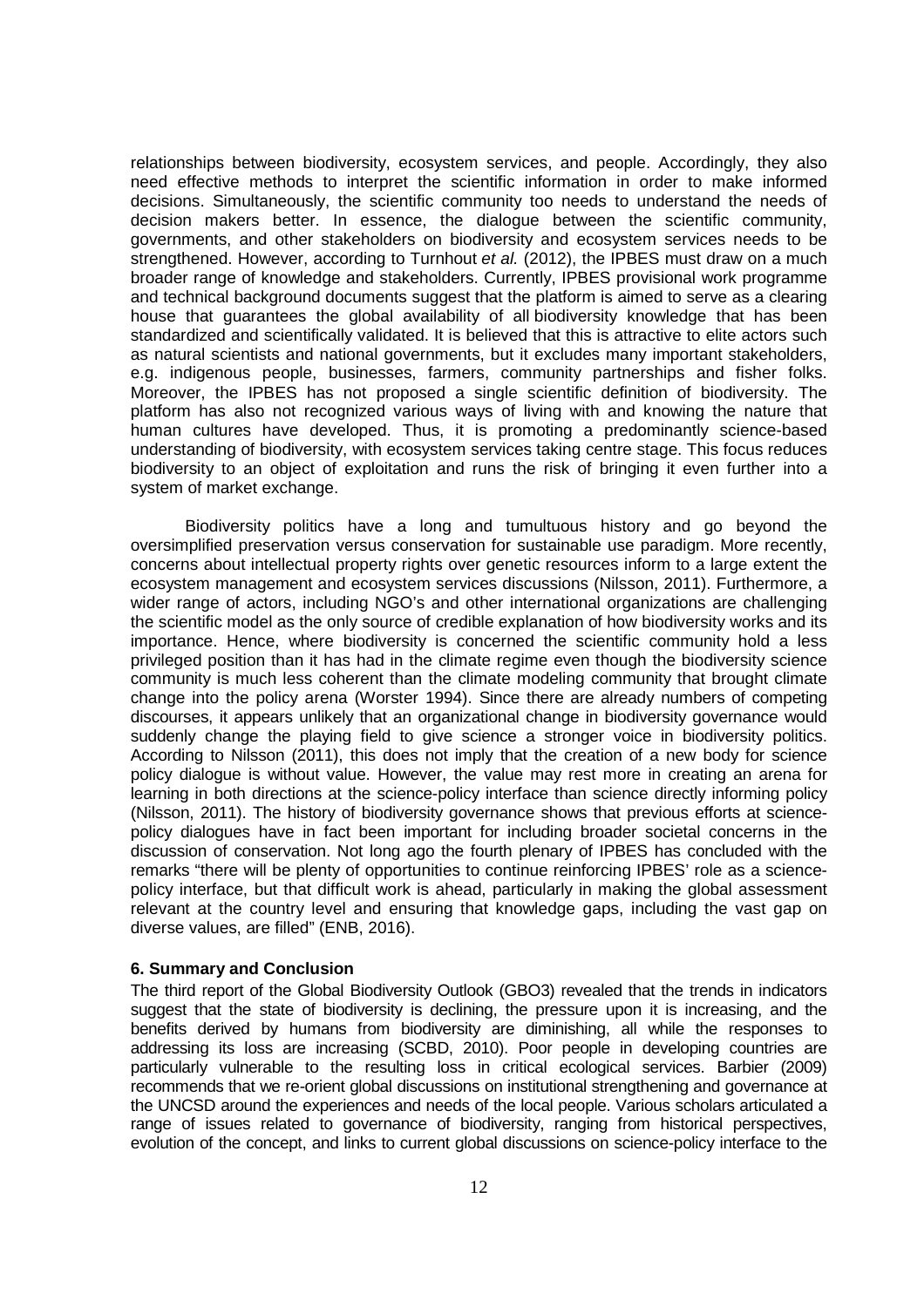relationships between biodiversity, ecosystem services, and people. Accordingly, they also need effective methods to interpret the scientific information in order to make informed decisions. Simultaneously, the scientific community too needs to understand the needs of decision makers better. In essence, the dialogue between the scientific community, governments, and other stakeholders on biodiversity and ecosystem services needs to be strengthened. However, according to Turnhout *et al.* (2012), the IPBES must draw on a much broader range of knowledge and stakeholders. Currently, IPBES provisional work programme and technical background documents suggest that the platform is aimed to serve as a clearing house that guarantees the global availability of all biodiversity knowledge that has been standardized and scientifically validated. It is believed that this is attractive to elite actors such as natural scientists and national governments, but it excludes many important stakeholders, e.g. indigenous people, businesses, farmers, community partnerships and fisher folks. Moreover, the IPBES has not proposed a single scientific definition of biodiversity. The platform has also not recognized various ways of living with and knowing the nature that human cultures have developed. Thus, it is promoting a predominantly science-based understanding of biodiversity, with ecosystem services taking centre stage. This focus reduces biodiversity to an object of exploitation and runs the risk of bringing it even further into a system of market exchange.

Biodiversity politics have a long and tumultuous history and go beyond the oversimplified preservation versus conservation for sustainable use paradigm. More recently, concerns about intellectual property rights over genetic resources inform to a large extent the ecosystem management and ecosystem services discussions (Nilsson, 2011). Furthermore, a wider range of actors, including NGO's and other international organizations are challenging the scientific model as the only source of credible explanation of how biodiversity works and its importance. Hence, where biodiversity is concerned the scientific community hold a less privileged position than it has had in the climate regime even though the biodiversity science community is much less coherent than the climate modeling community that brought climate change into the policy arena (Worster 1994). Since there are already numbers of competing discourses, it appears unlikely that an organizational change in biodiversity governance would suddenly change the playing field to give science a stronger voice in biodiversity politics. According to Nilsson (2011), this does not imply that the creation of a new body for science policy dialogue is without value. However, the value may rest more in creating an arena for learning in both directions at the science-policy interface than science directly informing policy (Nilsson, 2011). The history of biodiversity governance shows that previous efforts at science-policy dialogues have in fact been important for including broader societal concerns in the discussion of conservation. Not long ago the fourth plenary of IPBES has concluded with the remarks "there will be plenty of opportunities to continue reinforcing IPBES' role as a science-policy interface, but that difficult work is ahead, particularly in making the global assessment relevant at the country level and ensuring that knowledge gaps, including the vast gap on diverse values, are filled" (ENB, 2016).

## 6. Summary and Conclusion

The third report of the Global Biodiversity Outlook (GBO3) revealed that the trends in indicators suggest that the state of biodiversity is declining, the pressure upon it is increasing, and the benefits derived by humans from biodiversity are diminishing, all while the responses to addressing its loss are increasing (SCBD, 2010). Poor people in developing countries are particularly vulnerable to the resulting loss in critical ecological services. Barbier (2009) recommends that we re-orient global discussions on institutional strengthening and governance at the UNCSD around the experiences and needs of the local people. Various scholars articulated a range of issues related to governance of biodiversity, ranging from historical perspectives, evolution of the concept, and links to current global discussions on science-policy interface to the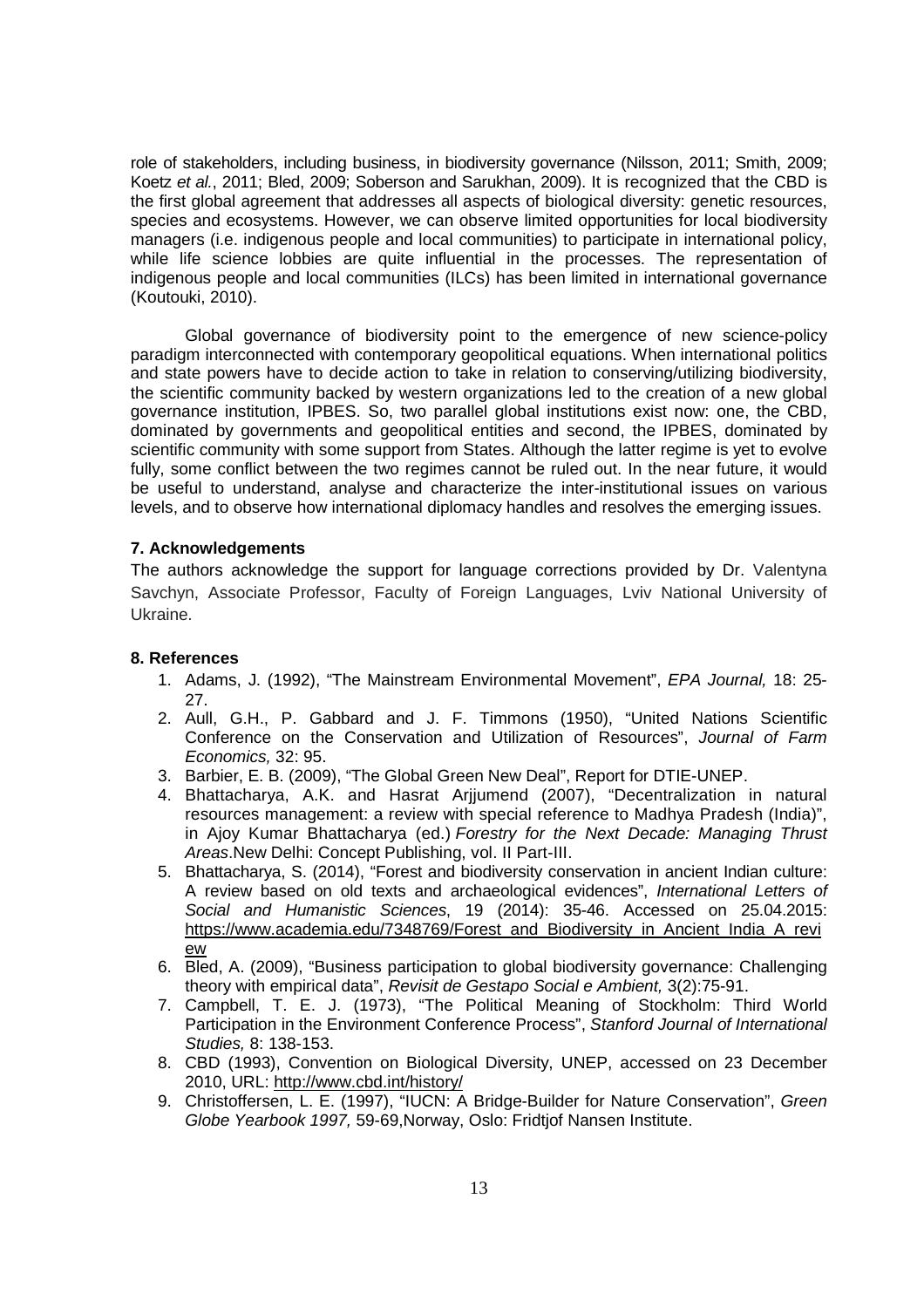role of stakeholders, including business, in biodiversity governance (Nilsson, 2011; Smith, 2009; Koetz *et al.*, 2011; Bled, 2009; Soberson and Sarukhan, 2009). It is recognized that the CBD is the first global agreement that addresses all aspects of biological diversity: genetic resources, species and ecosystems. However, we can observe limited opportunities for local biodiversity managers (i.e. indigenous people and local communities) to participate in international policy, while life science lobbies are quite influential in the processes. The representation of indigenous people and local communities (ILCs) has been limited in international governance (Koutouki, 2010).

Global governance of biodiversity point to the emergence of new science-policy paradigm interconnected with contemporary geopolitical equations. When international politics and state powers have to decide action to take in relation to conserving/utilizing biodiversity, the scientific community backed by western organizations led to the creation of a new global governance institution, IPBES. So, two parallel global institutions exist now: one, the CBD, dominated by governments and geopolitical entities and second, the IPBES, dominated by scientific community with some support from States. Although the latter regime is yet to evolve fully, some conflict between the two regimes cannot be ruled out. In the near future, it would be useful to understand, analyse and characterize the inter-institutional issues on various levels, and to observe how international diplomacy handles and resolves the emerging issues.

### 7. Acknowledgements

The authors acknowledge the support for language corrections provided by Dr. Valentyna Savchyn, Associate Professor, Faculty of Foreign Languages, Lviv National University of Ukraine.

### 8. References

1. Adams, J. (1992), "The Mainstream Environmental Movement", *EPA Journal,* 18: 25-27.
2. Aull, G.H., P. Gabbard and J. F. Timmons (1950), "United Nations Scientific Conference on the Conservation and Utilization of Resources", *Journal of Farm Economics,* 32: 95.
3. Barbier, E. B. (2009), "The Global Green New Deal", Report for DTIE-UNEP.
4. Bhattacharya, A.K. and Hasrat Arjjumend (2007), "Decentralization in natural resources management: a review with special reference to Madhya Pradesh (India)", in Ajoy Kumar Bhattacharya (ed.) *Forestry for the Next Decade: Managing Thrust Areas*.New Delhi: Concept Publishing, vol. II Part-III.
5. Bhattacharya, S. (2014), "Forest and biodiversity conservation in ancient Indian culture: A review based on old texts and archaeological evidences", *International Letters of Social and Humanistic Sciences*, 19 (2014): 35-46. Accessed on 25.04.2015: https://www.academia.edu/7348769/Forest_and_Biodiversity_in_Ancient_India_A_review
6. Bled, A. (2009), "Business participation to global biodiversity governance: Challenging theory with empirical data", *Revisit de Gestapo Social e Ambient,* 3(2):75-91.
7. Campbell, T. E. J. (1973), "The Political Meaning of Stockholm: Third World Participation in the Environment Conference Process", *Stanford Journal of International Studies,* 8: 138-153.
8. CBD (1993), Convention on Biological Diversity, UNEP, accessed on 23 December 2010, URL: http://www.cbd.int/history/
9. Christoffersen, L. E. (1997), "IUCN: A Bridge-Builder for Nature Conservation", *Green Globe Yearbook 1997,* 59-69,Norway, Oslo: Fridtjof Nansen Institute.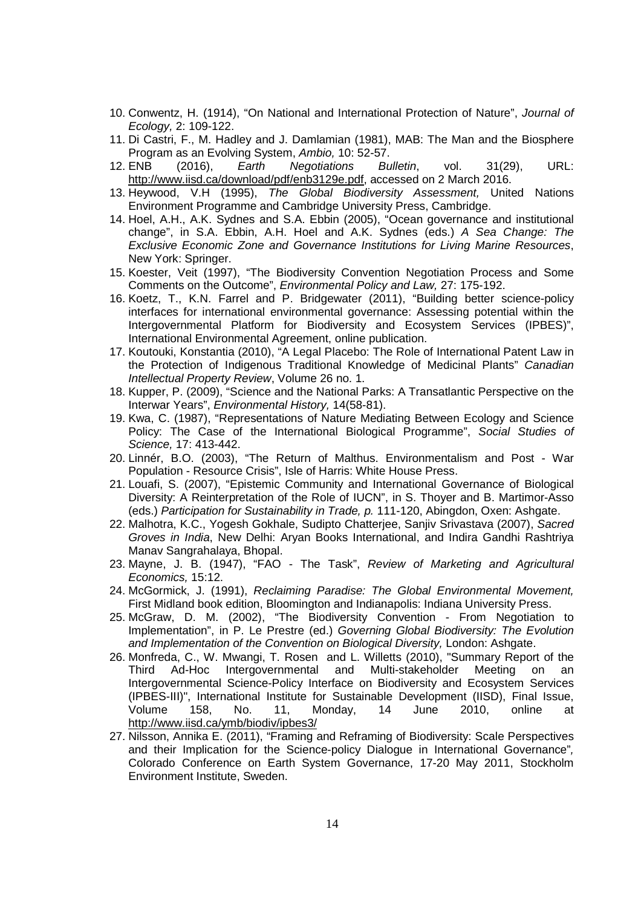10. Conwentz, H. (1914), "On National and International Protection of Nature", *Journal of Ecology,* 2: 109-122.
11. Di Castri, F., M. Hadley and J. Damlamian (1981), MAB: The Man and the Biosphere Program as an Evolving System, *Ambio,* 10: 52-57.
12. ENB (2016), *Earth Negotiations Bulletin*, vol. 31(29), URL: http://www.iisd.ca/download/pdf/enb3129e.pdf, accessed on 2 March 2016.
13. Heywood, V.H (1995), *The Global Biodiversity Assessment,* United Nations Environment Programme and Cambridge University Press, Cambridge.
14. Hoel, A.H., A.K. Sydnes and S.A. Ebbin (2005), "Ocean governance and institutional change", in S.A. Ebbin, A.H. Hoel and A.K. Sydnes (eds.) *A Sea Change: The Exclusive Economic Zone and Governance Institutions for Living Marine Resources*, New York: Springer.
15. Koester, Veit (1997), "The Biodiversity Convention Negotiation Process and Some Comments on the Outcome", *Environmental Policy and Law,* 27: 175-192.
16. Koetz, T., K.N. Farrel and P. Bridgewater (2011), "Building better science-policy interfaces for international environmental governance: Assessing potential within the Intergovernmental Platform for Biodiversity and Ecosystem Services (IPBES)", International Environmental Agreement, online publication.
17. Koutouki, Konstantia (2010), "A Legal Placebo: The Role of International Patent Law in the Protection of Indigenous Traditional Knowledge of Medicinal Plants" *Canadian Intellectual Property Review*, Volume 26 no. 1.
18. Kupper, P. (2009), "Science and the National Parks: A Transatlantic Perspective on the Interwar Years", *Environmental History,* 14(58-81).
19. Kwa, C. (1987), "Representations of Nature Mediating Between Ecology and Science Policy: The Case of the International Biological Programme", *Social Studies of Science,* 17: 413-442.
20. Linnér, B.O. (2003), "The Return of Malthus. Environmentalism and Post - War Population - Resource Crisis", Isle of Harris: White House Press.
21. Louafi, S. (2007), "Epistemic Community and International Governance of Biological Diversity: A Reinterpretation of the Role of IUCN", in S. Thoyer and B. Martimor-Asso (eds.) *Participation for Sustainability in Trade, p.* 111-120, Abingdon, Oxen: Ashgate.
22. Malhotra, K.C., Yogesh Gokhale, Sudipto Chatterjee, Sanjiv Srivastava (2007), *Sacred Groves in India*, New Delhi: Aryan Books International, and Indira Gandhi Rashtriya Manav Sangrahalaya, Bhopal.
23. Mayne, J. B. (1947), "FAO - The Task", *Review of Marketing and Agricultural Economics,* 15:12.
24. McGormick, J. (1991), *Reclaiming Paradise: The Global Environmental Movement,* First Midland book edition, Bloomington and Indianapolis: Indiana University Press.
25. McGraw, D. M. (2002), "The Biodiversity Convention - From Negotiation to Implementation", in P. Le Prestre (ed.) *Governing Global Biodiversity: The Evolution and Implementation of the Convention on Biological Diversity,* London: Ashgate.
26. Monfreda, C., W. Mwangi, T. Rosen and L. Willetts (2010), "Summary Report of the Third Ad-Hoc Intergovernmental and Multi-stakeholder Meeting on an Intergovernmental Science-Policy Interface on Biodiversity and Ecosystem Services (IPBES-III)", International Institute for Sustainable Development (IISD), Final Issue, Volume 158, No. 11, Monday, 14 June 2010, online at http://www.iisd.ca/ymb/biodiv/ipbes3/
27. Nilsson, Annika E. (2011), "Framing and Reframing of Biodiversity: Scale Perspectives and their Implication for the Science-policy Dialogue in International Governance", Colorado Conference on Earth System Governance, 17-20 May 2011, Stockholm Environment Institute, Sweden.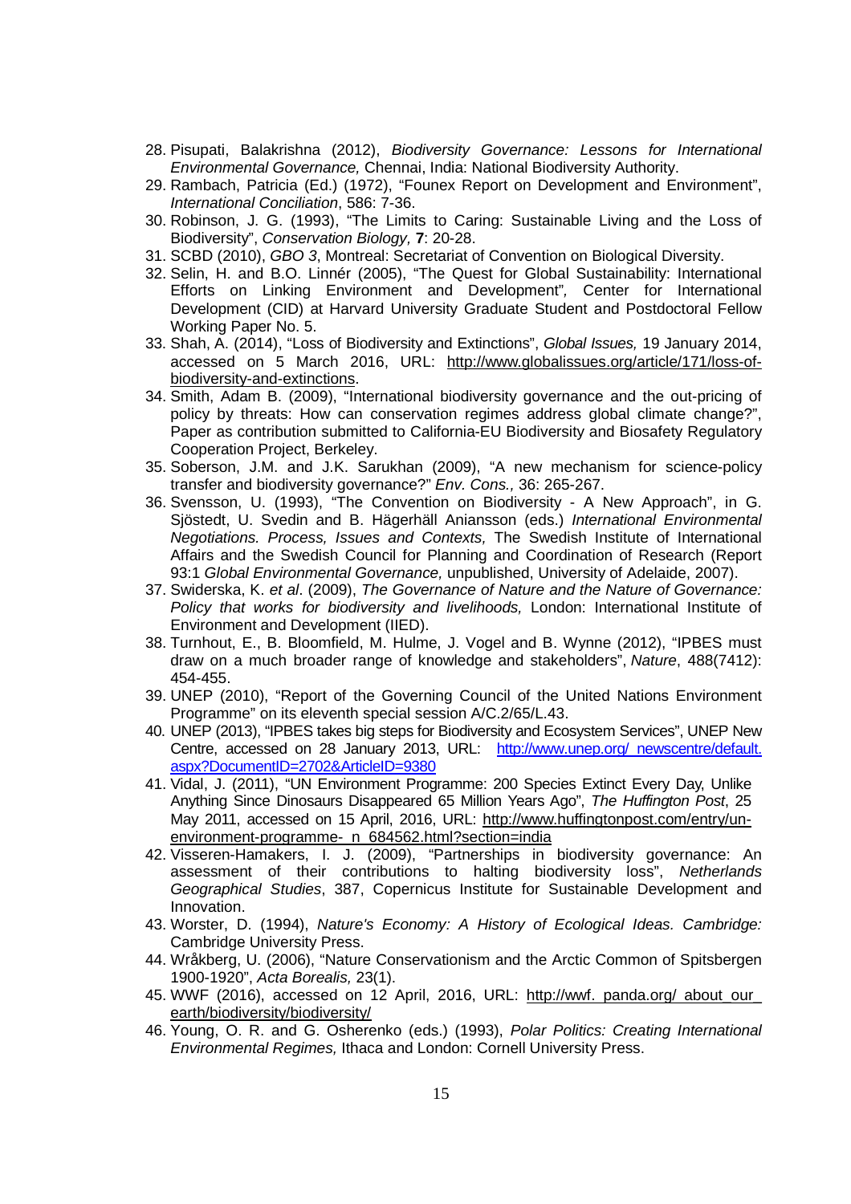28. Pisupati, Balakrishna (2012), *Biodiversity Governance: Lessons for International Environmental Governance,* Chennai, India: National Biodiversity Authority.
29. Rambach, Patricia (Ed.) (1972), "Founex Report on Development and Environment", *International Conciliation*, 586: 7-36.
30. Robinson, J. G. (1993), "The Limits to Caring: Sustainable Living and the Loss of Biodiversity", *Conservation Biology,* **7**: 20-28.
31. SCBD (2010), *GBO 3*, Montreal: Secretariat of Convention on Biological Diversity.
32. Selin, H. and B.O. Linnér (2005), "The Quest for Global Sustainability: International Efforts on Linking Environment and Development"*,* Center for International Development (CID) at Harvard University Graduate Student and Postdoctoral Fellow Working Paper No. 5.
33. Shah, A. (2014), "Loss of Biodiversity and Extinctions", *Global Issues,* 19 January 2014, accessed on 5 March 2016, URL: http://www.globalissues.org/article/171/loss-of-biodiversity-and-extinctions.
34. Smith, Adam B. (2009), "International biodiversity governance and the out-pricing of policy by threats: How can conservation regimes address global climate change?", Paper as contribution submitted to California-EU Biodiversity and Biosafety Regulatory Cooperation Project, Berkeley.
35. Soberson, J.M. and J.K. Sarukhan (2009), "A new mechanism for science-policy transfer and biodiversity governance?" *Env. Cons.,* 36: 265-267.
36. Svensson, U. (1993), "The Convention on Biodiversity - A New Approach", in G. Sjöstedt, U. Svedin and B. Hägerhäll Aniansson (eds.) *International Environmental Negotiations. Process, Issues and Contexts,* The Swedish Institute of International Affairs and the Swedish Council for Planning and Coordination of Research (Report 93:1 *Global Environmental Governance,* unpublished, University of Adelaide, 2007).
37. Swiderska, K. *et al*. (2009), *The Governance of Nature and the Nature of Governance: Policy that works for biodiversity and livelihoods,* London: International Institute of Environment and Development (IIED).
38. Turnhout, E., B. Bloomfield, M. Hulme, J. Vogel and B. Wynne (2012), "IPBES must draw on a much broader range of knowledge and stakeholders", *Nature*, 488(7412): 454-455.
39. UNEP (2010), "Report of the Governing Council of the United Nations Environment Programme" on its eleventh special session A/C.2/65/L.43.
40. UNEP (2013), "IPBES takes big steps for Biodiversity and Ecosystem Services", UNEP New Centre, accessed on 28 January 2013, URL: http://www.unep.org/ newscentre/default.aspx?DocumentID=2702&ArticleID=9380
41. Vidal, J. (2011), "UN Environment Programme: 200 Species Extinct Every Day, Unlike Anything Since Dinosaurs Disappeared 65 Million Years Ago", *The Huffington Post*, 25 May 2011, accessed on 15 April, 2016, URL: http://www.huffingtonpost.com/entry/un-environment-programme-_n_684562.html?section=india
42. Visseren-Hamakers, I. J. (2009), "Partnerships in biodiversity governance: An assessment of their contributions to halting biodiversity loss", *Netherlands Geographical Studies*, 387, Copernicus Institute for Sustainable Development and Innovation.
43. Worster, D. (1994), *Nature's Economy: A History of Ecological Ideas. Cambridge:* Cambridge University Press.
44. Wråkberg, U. (2006), "Nature Conservationism and the Arctic Common of Spitsbergen 1900-1920", *Acta Borealis,* 23(1).
45. WWF (2016), accessed on 12 April, 2016, URL: http://wwf. panda.org/ about_our_ earth/biodiversity/biodiversity/
46. Young, O. R. and G. Osherenko (eds.) (1993), *Polar Politics: Creating International Environmental Regimes,* Ithaca and London: Cornell University Press.